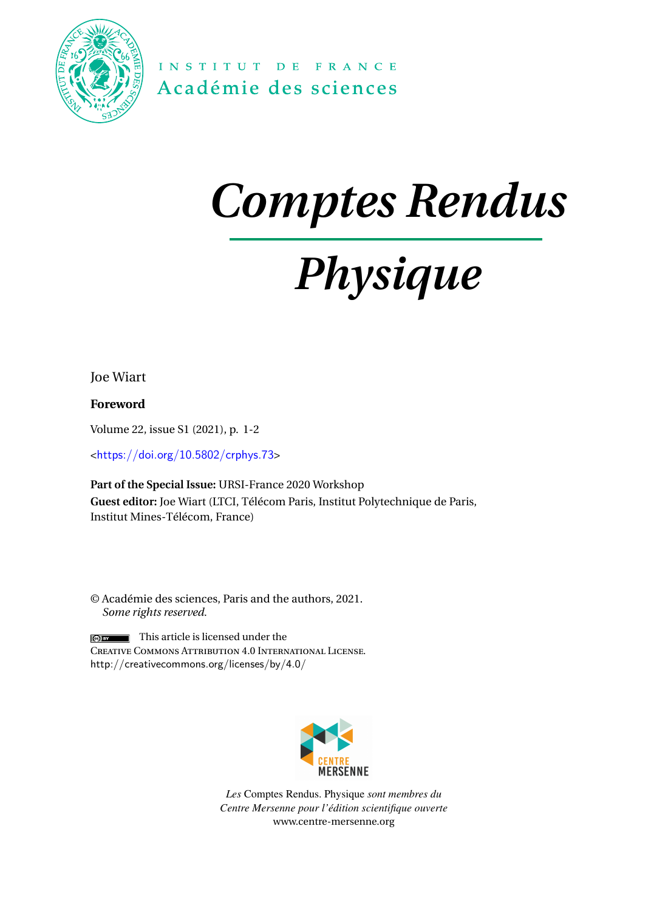INSTITUT DE FRANCE
Académie des sciences

# *Comptes Rendus*

# *Physique*

Joe Wiart

**Foreword**

Volume 22, issue S1 (2021), p. 1-2

<https://doi.org/10.5802/crphys.73>

**Part of the Special Issue:** URSI-France 2020 Workshop
**Guest editor:** Joe Wiart (LTCI, Télécom Paris, Institut Polytechnique de Paris, Institut Mines-Télécom, France)

© Académie des sciences, Paris and the authors, 2021.
*Some rights reserved.*

This article is licensed under the
Creative Commons Attribution 4.0 International License.
http://creativecommons.org/licenses/by/4.0/

CENTRE MERSENNE

*Les* Comptes Rendus. Physique *sont membres du Centre Mersenne pour l'édition scientifique ouverte*
www.centre-mersenne.org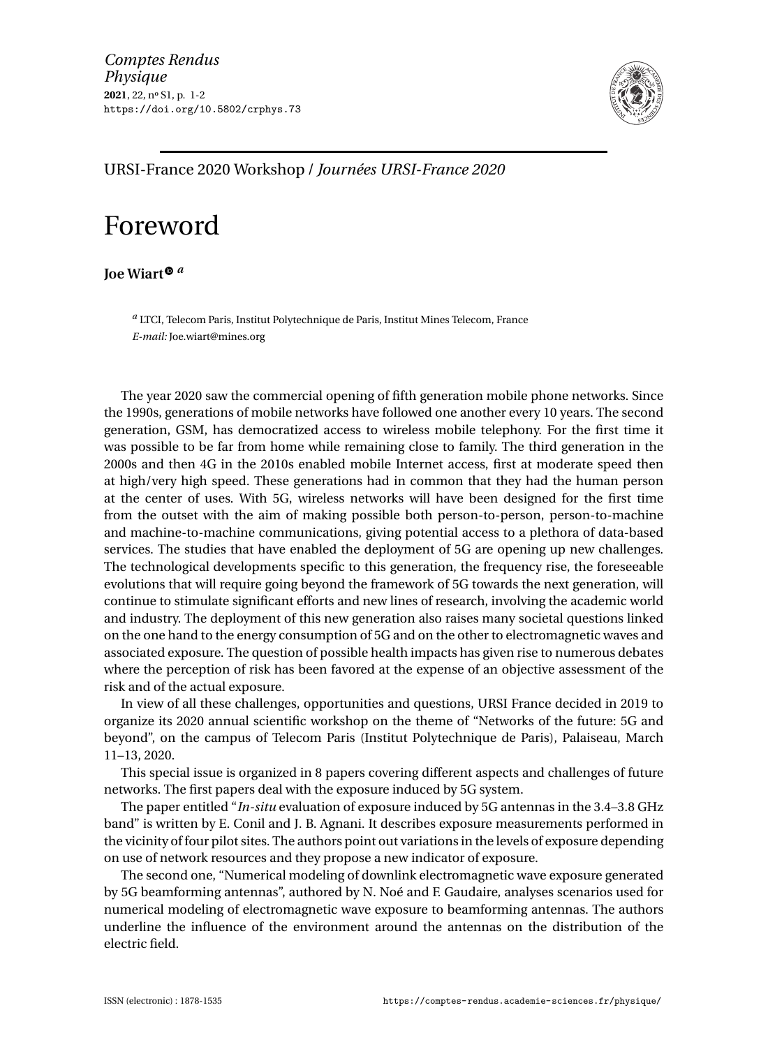URSI-France 2020 Workshop / *Journées URSI-France 2020*

# Foreword

**Joe Wiart** [a]

[a] LTCI, Telecom Paris, Institut Polytechnique de Paris, Institut Mines Telecom, France
*E-mail:* Joe.wiart@mines.org

The year 2020 saw the commercial opening of fifth generation mobile phone networks. Since the 1990s, generations of mobile networks have followed one another every 10 years. The second generation, GSM, has democratized access to wireless mobile telephony. For the first time it was possible to be far from home while remaining close to family. The third generation in the 2000s and then 4G in the 2010s enabled mobile Internet access, first at moderate speed then at high/very high speed. These generations had in common that they had the human person at the center of uses. With 5G, wireless networks will have been designed for the first time from the outset with the aim of making possible both person-to-person, person-to-machine and machine-to-machine communications, giving potential access to a plethora of data-based services. The studies that have enabled the deployment of 5G are opening up new challenges. The technological developments specific to this generation, the frequency rise, the foreseeable evolutions that will require going beyond the framework of 5G towards the next generation, will continue to stimulate significant efforts and new lines of research, involving the academic world and industry. The deployment of this new generation also raises many societal questions linked on the one hand to the energy consumption of 5G and on the other to electromagnetic waves and associated exposure. The question of possible health impacts has given rise to numerous debates where the perception of risk has been favored at the expense of an objective assessment of the risk and of the actual exposure.

In view of all these challenges, opportunities and questions, URSI France decided in 2019 to organize its 2020 annual scientific workshop on the theme of "Networks of the future: 5G and beyond", on the campus of Telecom Paris (Institut Polytechnique de Paris), Palaiseau, March 11–13, 2020.

This special issue is organized in 8 papers covering different aspects and challenges of future networks. The first papers deal with the exposure induced by 5G system.

The paper entitled "*In-situ* evaluation of exposure induced by 5G antennas in the 3.4–3.8 GHz band" is written by E. Conil and J. B. Agnani. It describes exposure measurements performed in the vicinity of four pilot sites. The authors point out variations in the levels of exposure depending on use of network resources and they propose a new indicator of exposure.

The second one, "Numerical modeling of downlink electromagnetic wave exposure generated by 5G beamforming antennas", authored by N. Noé and F. Gaudaire, analyses scenarios used for numerical modeling of electromagnetic wave exposure to beamforming antennas. The authors underline the influence of the environment around the antennas on the distribution of the electric field.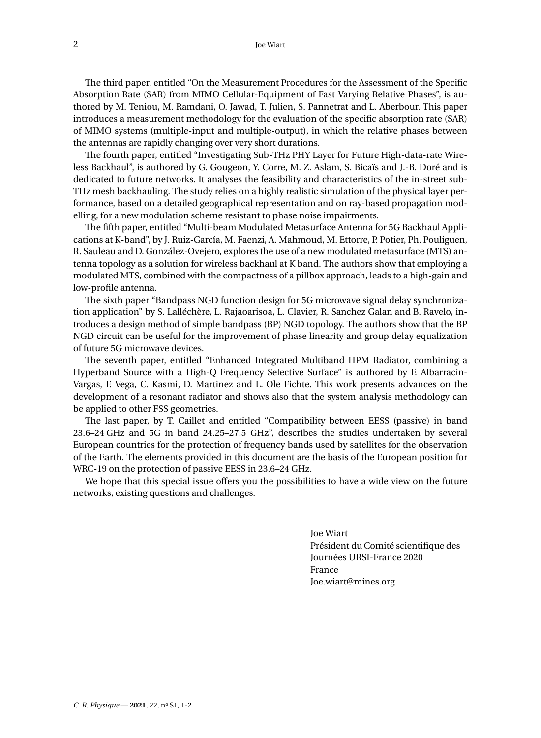The third paper, entitled "On the Measurement Procedures for the Assessment of the Specific Absorption Rate (SAR) from MIMO Cellular-Equipment of Fast Varying Relative Phases", is authored by M. Teniou, M. Ramdani, O. Jawad, T. Julien, S. Pannetrat and L. Aberbour. This paper introduces a measurement methodology for the evaluation of the specific absorption rate (SAR) of MIMO systems (multiple-input and multiple-output), in which the relative phases between the antennas are rapidly changing over very short durations.

The fourth paper, entitled "Investigating Sub-THz PHY Layer for Future High-data-rate Wireless Backhaul", is authored by G. Gougeon, Y. Corre, M. Z. Aslam, S. Bicaïs and J.-B. Doré and is dedicated to future networks. It analyses the feasibility and characteristics of the in-street sub-THz mesh backhauling. The study relies on a highly realistic simulation of the physical layer performance, based on a detailed geographical representation and on ray-based propagation modelling, for a new modulation scheme resistant to phase noise impairments.

The fifth paper, entitled "Multi-beam Modulated Metasurface Antenna for 5G Backhaul Applications at K-band", by J. Ruiz-García, M. Faenzi, A. Mahmoud, M. Ettorre, P. Potier, Ph. Pouliguen, R. Sauleau and D. González-Ovejero, explores the use of a new modulated metasurface (MTS) antenna topology as a solution for wireless backhaul at K band. The authors show that employing a modulated MTS, combined with the compactness of a pillbox approach, leads to a high-gain and low-profile antenna.

The sixth paper "Bandpass NGD function design for 5G microwave signal delay synchronization application" by S. Lalléchère, L. Rajaoarisoa, L. Clavier, R. Sanchez Galan and B. Ravelo, introduces a design method of simple bandpass (BP) NGD topology. The authors show that the BP NGD circuit can be useful for the improvement of phase linearity and group delay equalization of future 5G microwave devices.

The seventh paper, entitled "Enhanced Integrated Multiband HPM Radiator, combining a Hyperband Source with a High-Q Frequency Selective Surface" is authored by F. Albarracin-Vargas, F. Vega, C. Kasmi, D. Martinez and L. Ole Fichte. This work presents advances on the development of a resonant radiator and shows also that the system analysis methodology can be applied to other FSS geometries.

The last paper, by T. Caillet and entitled "Compatibility between EESS (passive) in band 23.6–24 GHz and 5G in band 24.25–27.5 GHz", describes the studies undertaken by several European countries for the protection of frequency bands used by satellites for the observation of the Earth. The elements provided in this document are the basis of the European position for WRC-19 on the protection of passive EESS in 23.6–24 GHz.

We hope that this special issue offers you the possibilities to have a wide view on the future networks, existing questions and challenges.

Joe Wiart
Président du Comité scientifique des Journées URSI-France 2020
France
Joe.wiart@mines.org